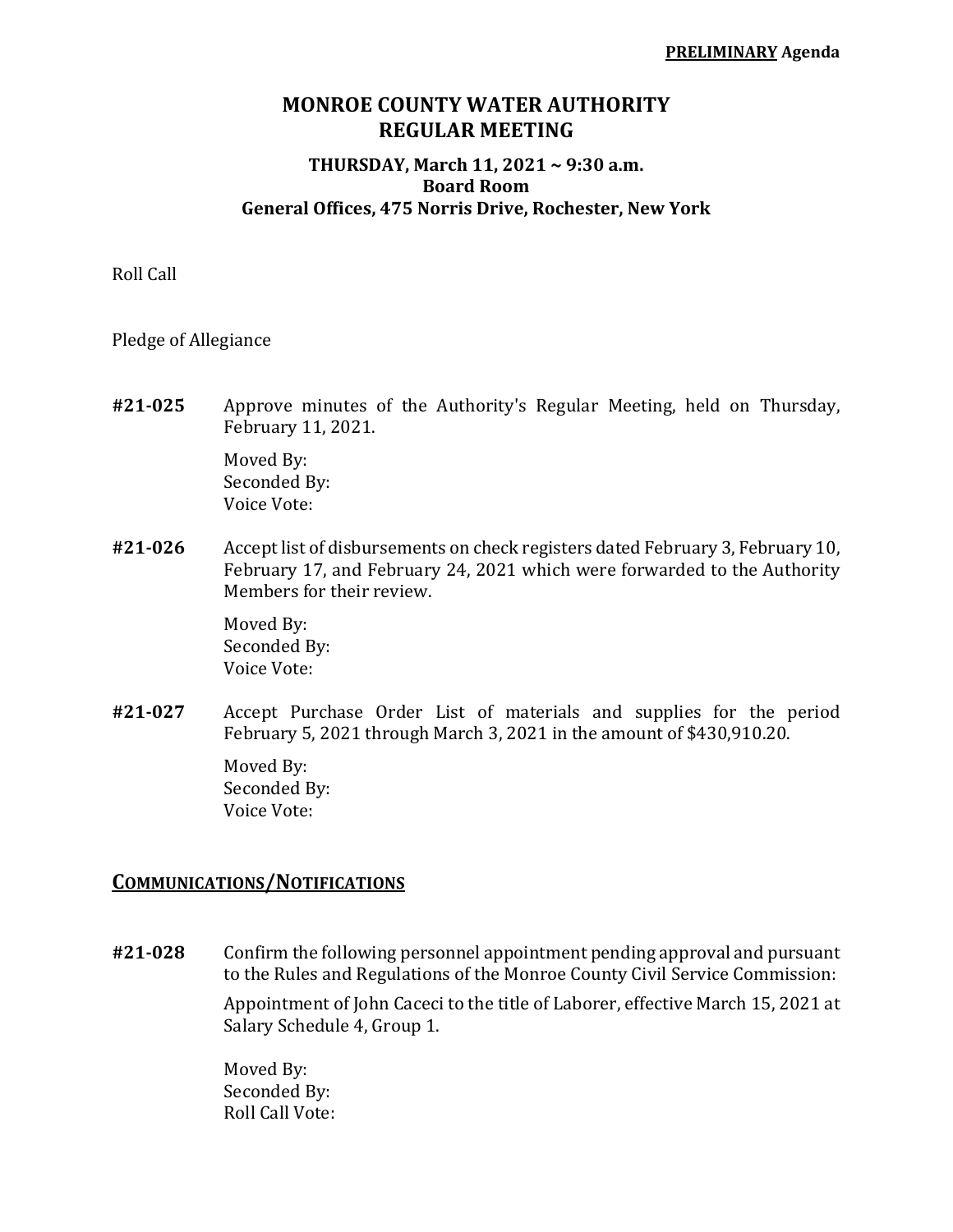**PRELIMINARY Agenda**

# MONROE COUNTY WATER AUTHORITY
# REGULAR MEETING

### THURSDAY, March 11, 2021 ~ 9:30 a.m.
### Board Room
### General Offices, 475 Norris Drive, Rochester, New York

Roll Call

Pledge of Allegiance

**#21-025** Approve minutes of the Authority's Regular Meeting, held on Thursday, February 11, 2021.

Moved By:
Seconded By:
Voice Vote:

**#21-026** Accept list of disbursements on check registers dated February 3, February 10, February 17, and February 24, 2021 which were forwarded to the Authority Members for their review.

Moved By:
Seconded By:
Voice Vote:

**#21-027** Accept Purchase Order List of materials and supplies for the period February 5, 2021 through March 3, 2021 in the amount of $430,910.20.

Moved By:
Seconded By:
Voice Vote:

## COMMUNICATIONS/NOTIFICATIONS

**#21-028** Confirm the following personnel appointment pending approval and pursuant to the Rules and Regulations of the Monroe County Civil Service Commission:

Appointment of John Caceci to the title of Laborer, effective March 15, 2021 at Salary Schedule 4, Group 1.

Moved By:
Seconded By:
Roll Call Vote: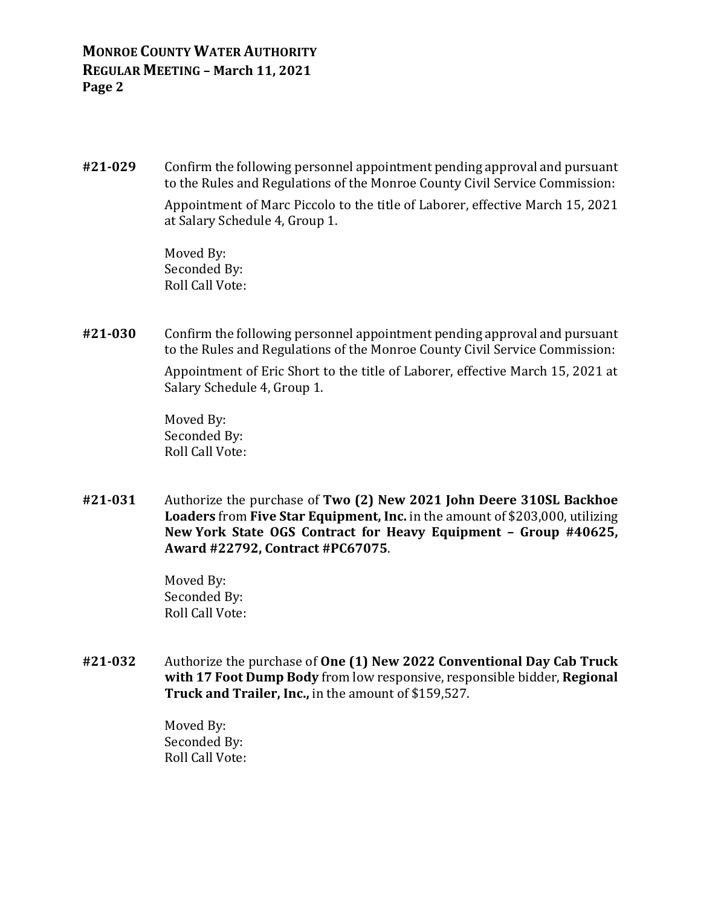**#21-029** Confirm the following personnel appointment pending approval and pursuant to the Rules and Regulations of the Monroe County Civil Service Commission:

Appointment of Marc Piccolo to the title of Laborer, effective March 15, 2021 at Salary Schedule 4, Group 1.

Moved By:
Seconded By:
Roll Call Vote:

**#21-030** Confirm the following personnel appointment pending approval and pursuant to the Rules and Regulations of the Monroe County Civil Service Commission:

Appointment of Eric Short to the title of Laborer, effective March 15, 2021 at Salary Schedule 4, Group 1.

Moved By:
Seconded By:
Roll Call Vote:

**#21-031** Authorize the purchase of **Two (2) New 2021 John Deere 310SL Backhoe Loaders** from **Five Star Equipment, Inc.** in the amount of $203,000, utilizing **New York State OGS Contract for Heavy Equipment – Group #40625, Award #22792, Contract #PC67075**.

Moved By:
Seconded By:
Roll Call Vote:

**#21-032** Authorize the purchase of **One (1) New 2022 Conventional Day Cab Truck with 17 Foot Dump Body** from low responsive, responsible bidder, **Regional Truck and Trailer, Inc.,** in the amount of $159,527.

Moved By:
Seconded By:
Roll Call Vote: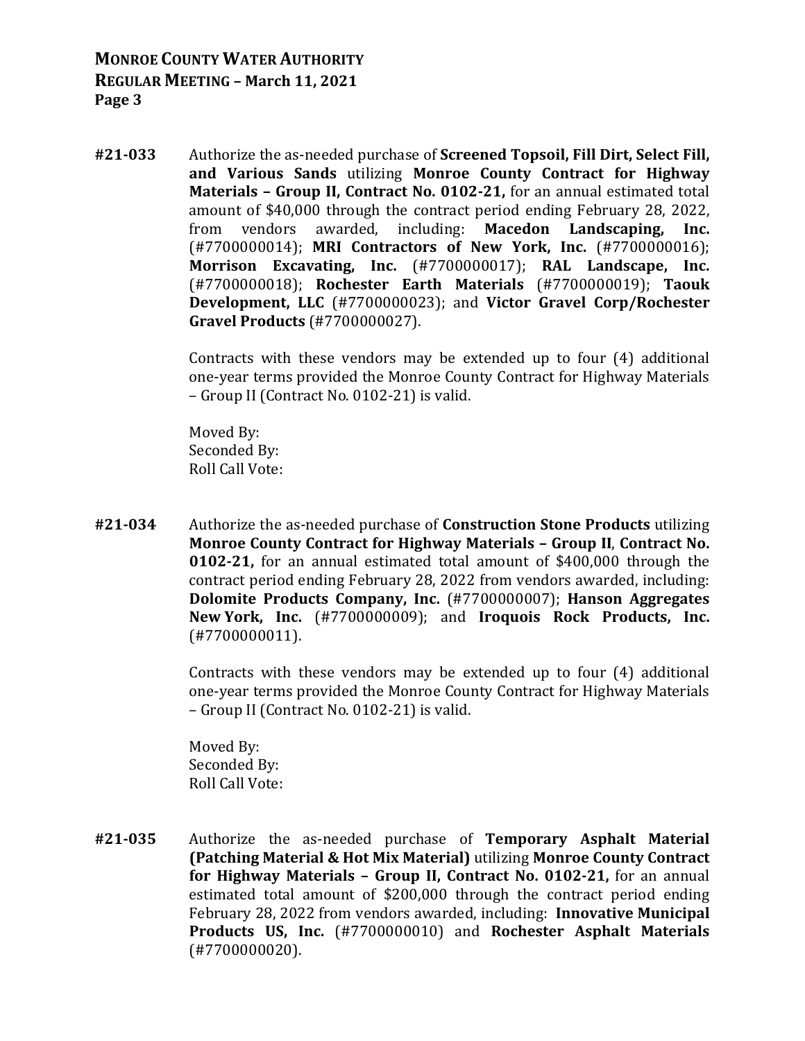**#21-033** Authorize the as-needed purchase of **Screened Topsoil, Fill Dirt, Select Fill, and Various Sands** utilizing **Monroe County Contract for Highway Materials – Group II, Contract No. 0102-21,** for an annual estimated total amount of $40,000 through the contract period ending February 28, 2022, from vendors awarded, including: **Macedon Landscaping, Inc.** (#7700000014); **MRI Contractors of New York, Inc.** (#7700000016); **Morrison Excavating, Inc.** (#7700000017); **RAL Landscape, Inc.** (#7700000018); **Rochester Earth Materials** (#7700000019); **Taouk Development, LLC** (#7700000023); and **Victor Gravel Corp/Rochester Gravel Products** (#7700000027).

Contracts with these vendors may be extended up to four (4) additional one-year terms provided the Monroe County Contract for Highway Materials – Group II (Contract No. 0102-21) is valid.

Moved By:
Seconded By:
Roll Call Vote:

**#21-034** Authorize the as-needed purchase of **Construction Stone Products** utilizing **Monroe County Contract for Highway Materials – Group II**, **Contract No. 0102-21,** for an annual estimated total amount of $400,000 through the contract period ending February 28, 2022 from vendors awarded, including: **Dolomite Products Company, Inc.** (#7700000007); **Hanson Aggregates New York, Inc.** (#7700000009); and **Iroquois Rock Products, Inc.** (#7700000011).

Contracts with these vendors may be extended up to four (4) additional one-year terms provided the Monroe County Contract for Highway Materials – Group II (Contract No. 0102-21) is valid.

Moved By:
Seconded By:
Roll Call Vote:

**#21-035** Authorize the as-needed purchase of **Temporary Asphalt Material (Patching Material & Hot Mix Material)** utilizing **Monroe County Contract for Highway Materials – Group II, Contract No. 0102-21,** for an annual estimated total amount of $200,000 through the contract period ending February 28, 2022 from vendors awarded, including: **Innovative Municipal Products US, Inc.** (#7700000010) and **Rochester Asphalt Materials** (#7700000020).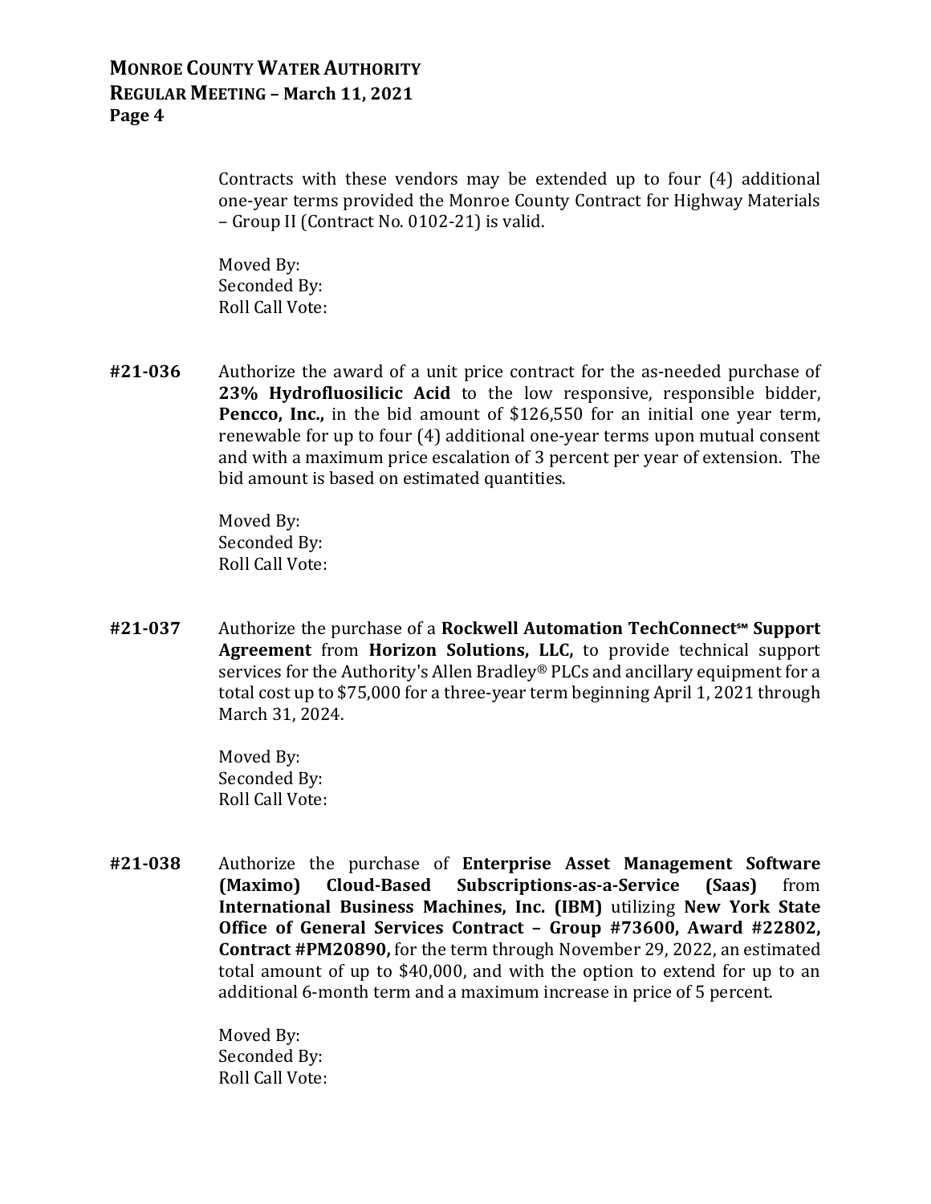Contracts with these vendors may be extended up to four (4) additional one-year terms provided the Monroe County Contract for Highway Materials – Group II (Contract No. 0102-21) is valid.

Moved By:
Seconded By:
Roll Call Vote:

**#21-036** Authorize the award of a unit price contract for the as-needed purchase of **23% Hydrofluosilicic Acid** to the low responsive, responsible bidder, **Pencco, Inc.,** in the bid amount of $126,550 for an initial one year term, renewable for up to four (4) additional one-year terms upon mutual consent and with a maximum price escalation of 3 percent per year of extension. The bid amount is based on estimated quantities.

Moved By:
Seconded By:
Roll Call Vote:

**#21-037** Authorize the purchase of a **Rockwell Automation TechConnect℠ Support Agreement** from **Horizon Solutions, LLC,** to provide technical support services for the Authority's Allen Bradley® PLCs and ancillary equipment for a total cost up to $75,000 for a three-year term beginning April 1, 2021 through March 31, 2024.

Moved By:
Seconded By:
Roll Call Vote:

**#21-038** Authorize the purchase of **Enterprise Asset Management Software (Maximo) Cloud-Based Subscriptions-as-a-Service (Saas)** from **International Business Machines, Inc. (IBM)** utilizing **New York State Office of General Services Contract – Group #73600, Award #22802, Contract #PM20890,** for the term through November 29, 2022, an estimated total amount of up to $40,000, and with the option to extend for up to an additional 6-month term and a maximum increase in price of 5 percent.

Moved By:
Seconded By:
Roll Call Vote: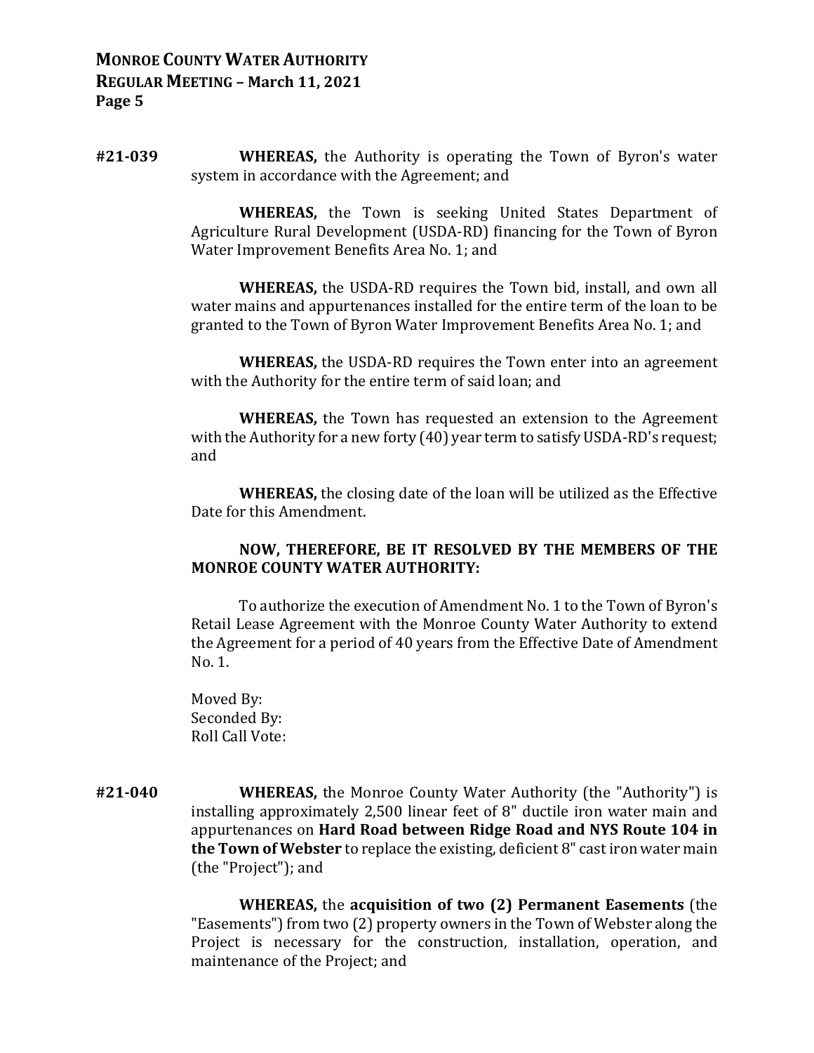**#21-039** **WHEREAS,** the Authority is operating the Town of Byron's water system in accordance with the Agreement; and

**WHEREAS,** the Town is seeking United States Department of Agriculture Rural Development (USDA-RD) financing for the Town of Byron Water Improvement Benefits Area No. 1; and

**WHEREAS,** the USDA-RD requires the Town bid, install, and own all water mains and appurtenances installed for the entire term of the loan to be granted to the Town of Byron Water Improvement Benefits Area No. 1; and

**WHEREAS,** the USDA-RD requires the Town enter into an agreement with the Authority for the entire term of said loan; and

**WHEREAS,** the Town has requested an extension to the Agreement with the Authority for a new forty (40) year term to satisfy USDA-RD's request; and

**WHEREAS,** the closing date of the loan will be utilized as the Effective Date for this Amendment.

**NOW, THEREFORE, BE IT RESOLVED BY THE MEMBERS OF THE MONROE COUNTY WATER AUTHORITY:**

To authorize the execution of Amendment No. 1 to the Town of Byron's Retail Lease Agreement with the Monroe County Water Authority to extend the Agreement for a period of 40 years from the Effective Date of Amendment No. 1.

Moved By:
Seconded By:
Roll Call Vote:

**#21-040** **WHEREAS,** the Monroe County Water Authority (the "Authority") is installing approximately 2,500 linear feet of 8" ductile iron water main and appurtenances on **Hard Road between Ridge Road and NYS Route 104 in the Town of Webster** to replace the existing, deficient 8" cast iron water main (the "Project"); and

**WHEREAS,** the **acquisition of two (2) Permanent Easements** (the "Easements") from two (2) property owners in the Town of Webster along the Project is necessary for the construction, installation, operation, and maintenance of the Project; and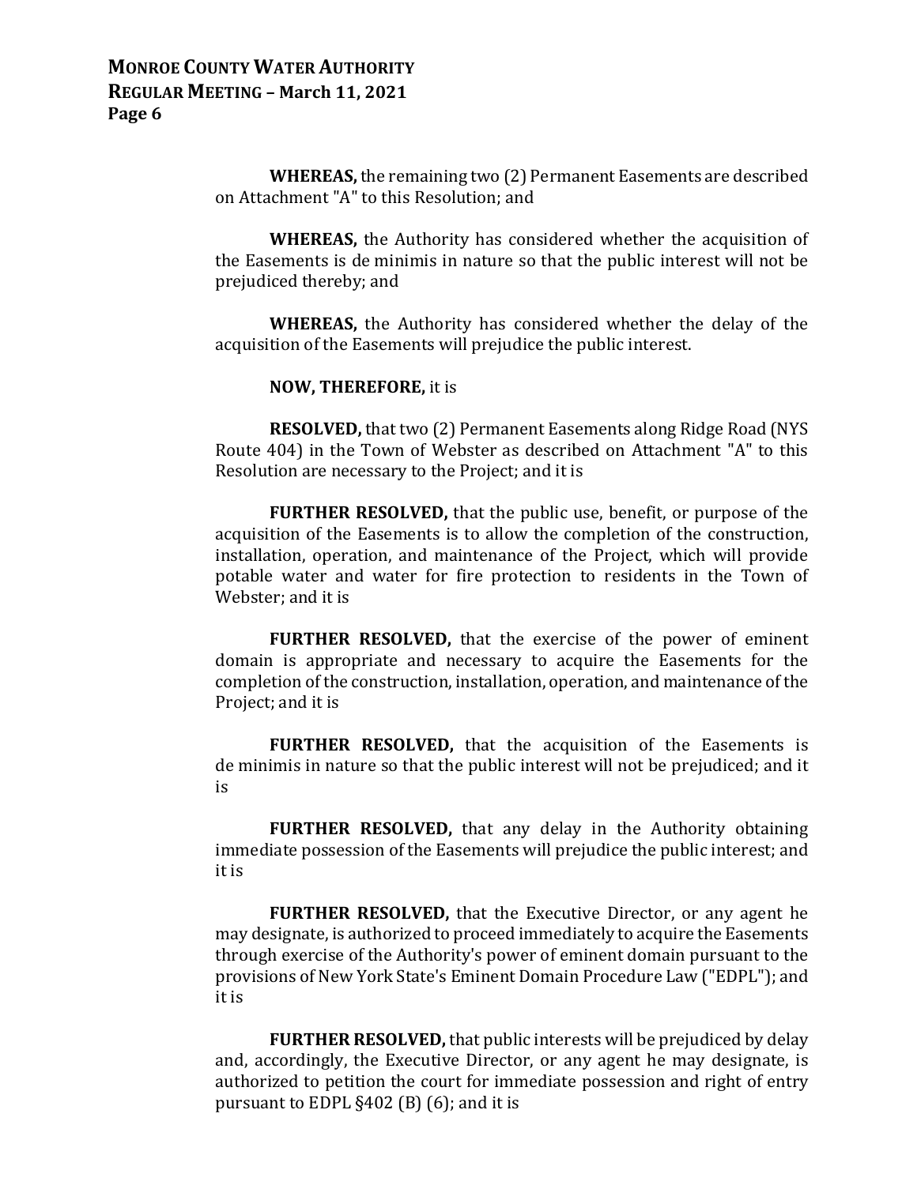**WHEREAS,** the remaining two (2) Permanent Easements are described on Attachment "A" to this Resolution; and

**WHEREAS,** the Authority has considered whether the acquisition of the Easements is de minimis in nature so that the public interest will not be prejudiced thereby; and

**WHEREAS,** the Authority has considered whether the delay of the acquisition of the Easements will prejudice the public interest.

**NOW, THEREFORE,** it is

**RESOLVED,** that two (2) Permanent Easements along Ridge Road (NYS Route 404) in the Town of Webster as described on Attachment "A" to this Resolution are necessary to the Project; and it is

**FURTHER RESOLVED,** that the public use, benefit, or purpose of the acquisition of the Easements is to allow the completion of the construction, installation, operation, and maintenance of the Project, which will provide potable water and water for fire protection to residents in the Town of Webster; and it is

**FURTHER RESOLVED,** that the exercise of the power of eminent domain is appropriate and necessary to acquire the Easements for the completion of the construction, installation, operation, and maintenance of the Project; and it is

**FURTHER RESOLVED,** that the acquisition of the Easements is de minimis in nature so that the public interest will not be prejudiced; and it is

**FURTHER RESOLVED,** that any delay in the Authority obtaining immediate possession of the Easements will prejudice the public interest; and it is

**FURTHER RESOLVED,** that the Executive Director, or any agent he may designate, is authorized to proceed immediately to acquire the Easements through exercise of the Authority's power of eminent domain pursuant to the provisions of New York State's Eminent Domain Procedure Law ("EDPL"); and it is

**FURTHER RESOLVED,** that public interests will be prejudiced by delay and, accordingly, the Executive Director, or any agent he may designate, is authorized to petition the court for immediate possession and right of entry pursuant to EDPL §402 (B) (6); and it is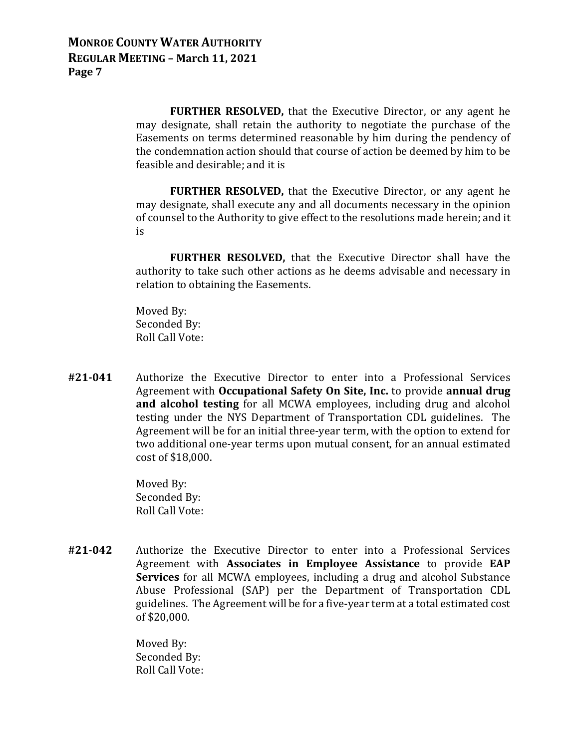**FURTHER RESOLVED,** that the Executive Director, or any agent he may designate, shall retain the authority to negotiate the purchase of the Easements on terms determined reasonable by him during the pendency of the condemnation action should that course of action be deemed by him to be feasible and desirable; and it is

**FURTHER RESOLVED,** that the Executive Director, or any agent he may designate, shall execute any and all documents necessary in the opinion of counsel to the Authority to give effect to the resolutions made herein; and it is

**FURTHER RESOLVED,** that the Executive Director shall have the authority to take such other actions as he deems advisable and necessary in relation to obtaining the Easements.

Moved By:
Seconded By:
Roll Call Vote:

**#21-041** Authorize the Executive Director to enter into a Professional Services Agreement with **Occupational Safety On Site, Inc.** to provide **annual drug and alcohol testing** for all MCWA employees, including drug and alcohol testing under the NYS Department of Transportation CDL guidelines. The Agreement will be for an initial three-year term, with the option to extend for two additional one-year terms upon mutual consent, for an annual estimated cost of $18,000.

Moved By:
Seconded By:
Roll Call Vote:

**#21-042** Authorize the Executive Director to enter into a Professional Services Agreement with **Associates in Employee Assistance** to provide **EAP Services** for all MCWA employees, including a drug and alcohol Substance Abuse Professional (SAP) per the Department of Transportation CDL guidelines. The Agreement will be for a five-year term at a total estimated cost of $20,000.

Moved By:
Seconded By:
Roll Call Vote: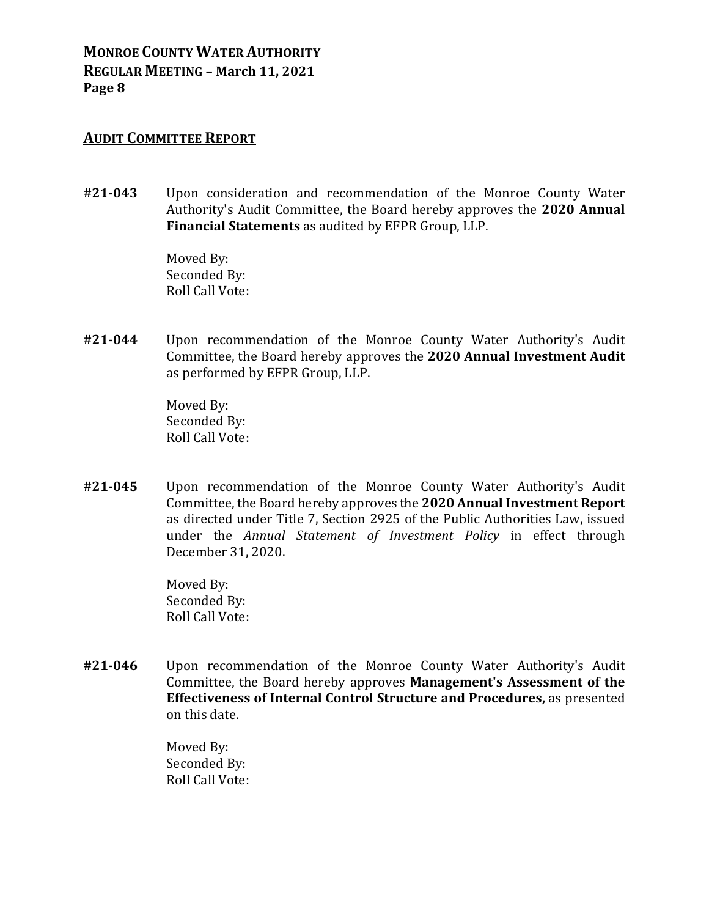## AUDIT COMMITTEE REPORT

**#21-043** Upon consideration and recommendation of the Monroe County Water Authority's Audit Committee, the Board hereby approves the **2020 Annual Financial Statements** as audited by EFPR Group, LLP.

Moved By:
Seconded By:
Roll Call Vote:

**#21-044** Upon recommendation of the Monroe County Water Authority's Audit Committee, the Board hereby approves the **2020 Annual Investment Audit** as performed by EFPR Group, LLP.

Moved By:
Seconded By:
Roll Call Vote:

**#21-045** Upon recommendation of the Monroe County Water Authority's Audit Committee, the Board hereby approves the **2020 Annual Investment Report** as directed under Title 7, Section 2925 of the Public Authorities Law, issued under the *Annual Statement of Investment Policy* in effect through December 31, 2020.

Moved By:
Seconded By:
Roll Call Vote:

**#21-046** Upon recommendation of the Monroe County Water Authority's Audit Committee, the Board hereby approves **Management's Assessment of the Effectiveness of Internal Control Structure and Procedures,** as presented on this date.

Moved By:
Seconded By:
Roll Call Vote: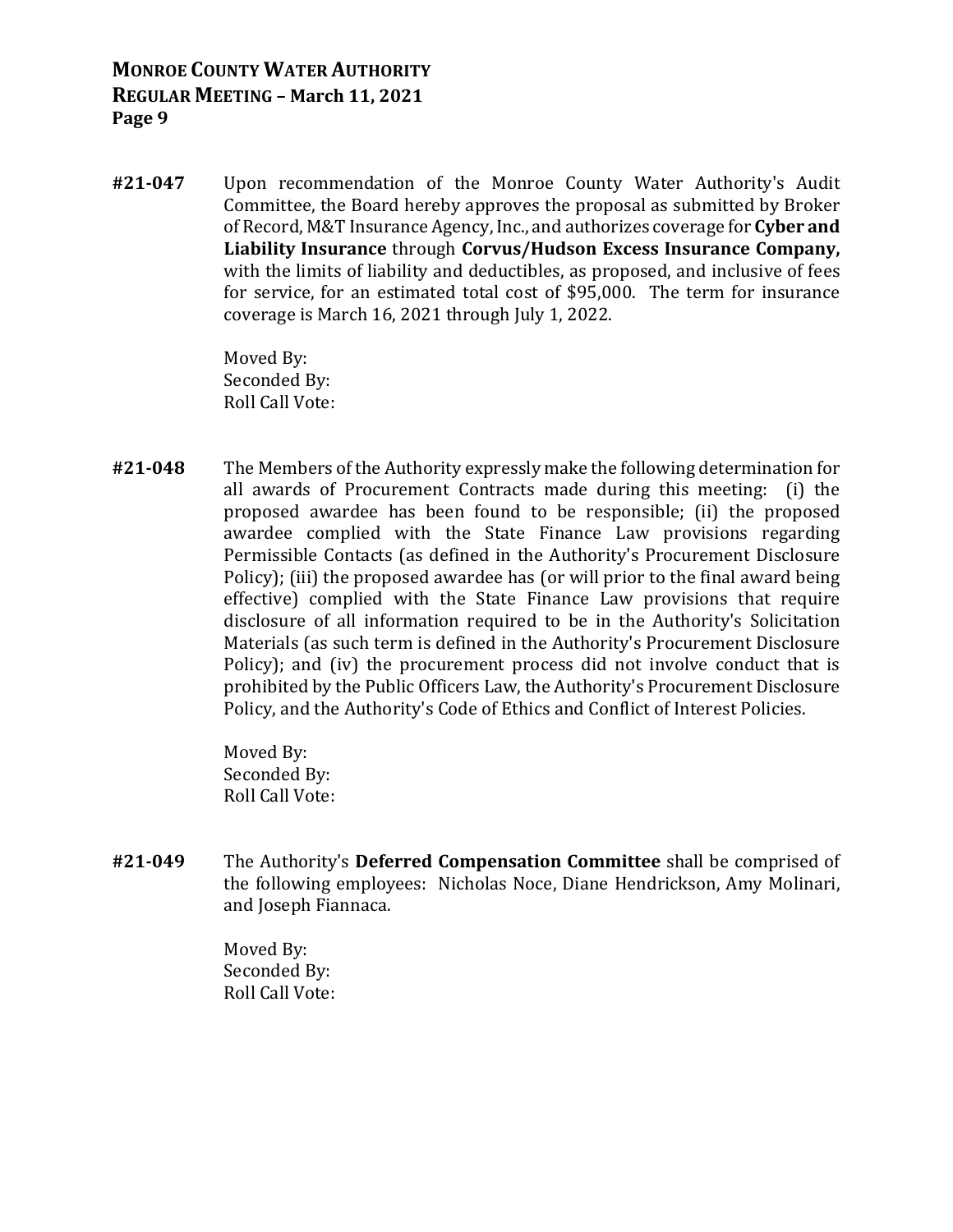**#21-047** Upon recommendation of the Monroe County Water Authority's Audit Committee, the Board hereby approves the proposal as submitted by Broker of Record, M&T Insurance Agency, Inc., and authorizes coverage for **Cyber and Liability Insurance** through **Corvus/Hudson Excess Insurance Company,** with the limits of liability and deductibles, as proposed, and inclusive of fees for service, for an estimated total cost of $95,000. The term for insurance coverage is March 16, 2021 through July 1, 2022.

Moved By:
Seconded By:
Roll Call Vote:

**#21-048** The Members of the Authority expressly make the following determination for all awards of Procurement Contracts made during this meeting: (i) the proposed awardee has been found to be responsible; (ii) the proposed awardee complied with the State Finance Law provisions regarding Permissible Contacts (as defined in the Authority's Procurement Disclosure Policy); (iii) the proposed awardee has (or will prior to the final award being effective) complied with the State Finance Law provisions that require disclosure of all information required to be in the Authority's Solicitation Materials (as such term is defined in the Authority's Procurement Disclosure Policy); and (iv) the procurement process did not involve conduct that is prohibited by the Public Officers Law, the Authority's Procurement Disclosure Policy, and the Authority's Code of Ethics and Conflict of Interest Policies.

Moved By:
Seconded By:
Roll Call Vote:

**#21-049** The Authority's **Deferred Compensation Committee** shall be comprised of the following employees: Nicholas Noce, Diane Hendrickson, Amy Molinari, and Joseph Fiannaca.

Moved By:
Seconded By:
Roll Call Vote: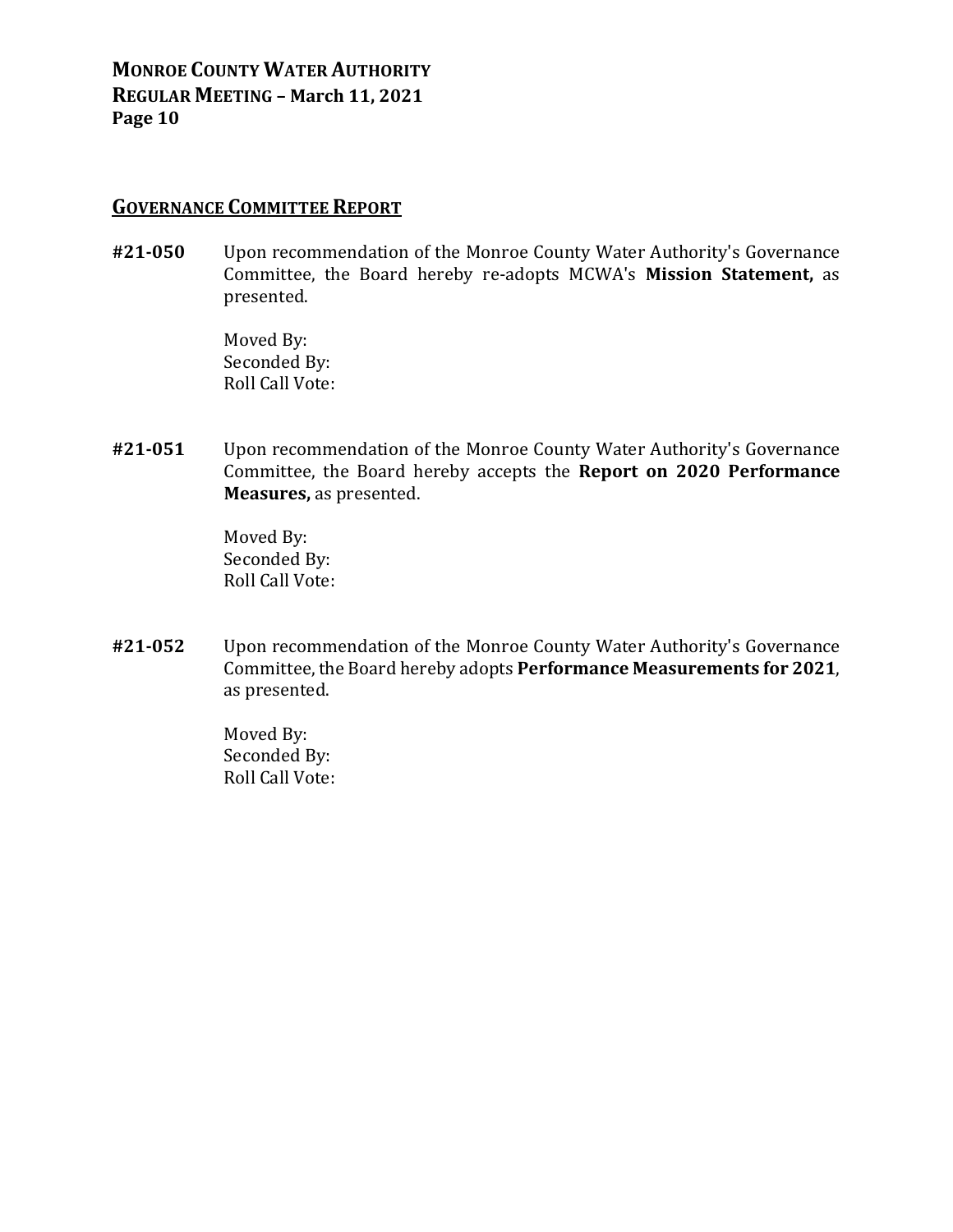## GOVERNANCE COMMITTEE REPORT

**#21-050** Upon recommendation of the Monroe County Water Authority's Governance Committee, the Board hereby re-adopts MCWA's **Mission Statement,** as presented.

Moved By:
Seconded By:
Roll Call Vote:

**#21-051** Upon recommendation of the Monroe County Water Authority's Governance Committee, the Board hereby accepts the **Report on 2020 Performance Measures,** as presented.

Moved By:
Seconded By:
Roll Call Vote:

**#21-052** Upon recommendation of the Monroe County Water Authority's Governance Committee, the Board hereby adopts **Performance Measurements for 2021**, as presented.

Moved By:
Seconded By:
Roll Call Vote: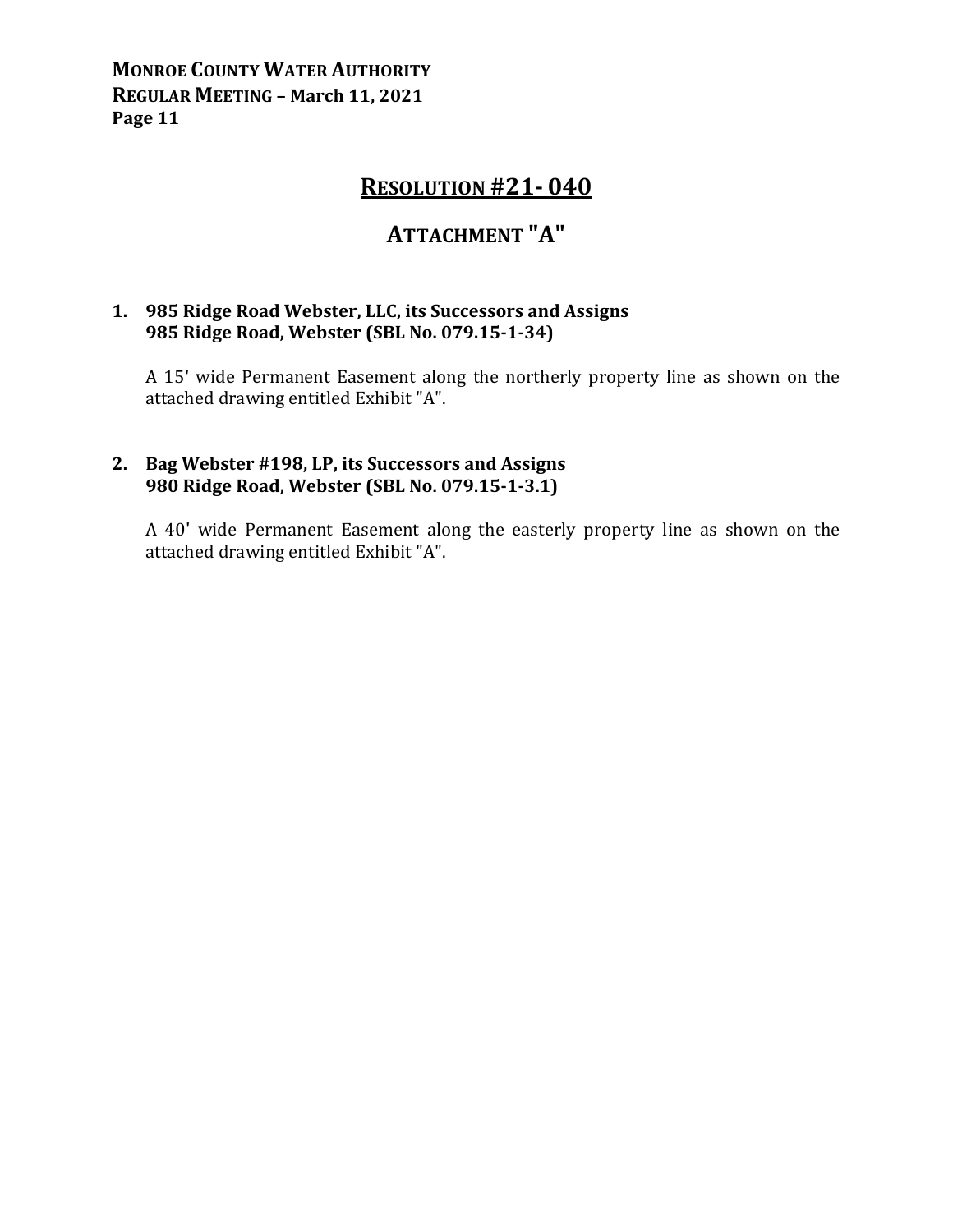# RESOLUTION #21- 040

## ATTACHMENT "A"

1. **985 Ridge Road Webster, LLC, its Successors and Assigns**
   **985 Ridge Road, Webster (SBL No. 079.15-1-34)**

   A 15' wide Permanent Easement along the northerly property line as shown on the attached drawing entitled Exhibit "A".

2. **Bag Webster #198, LP, its Successors and Assigns**
   **980 Ridge Road, Webster (SBL No. 079.15-1-3.1)**

   A 40' wide Permanent Easement along the easterly property line as shown on the attached drawing entitled Exhibit "A".